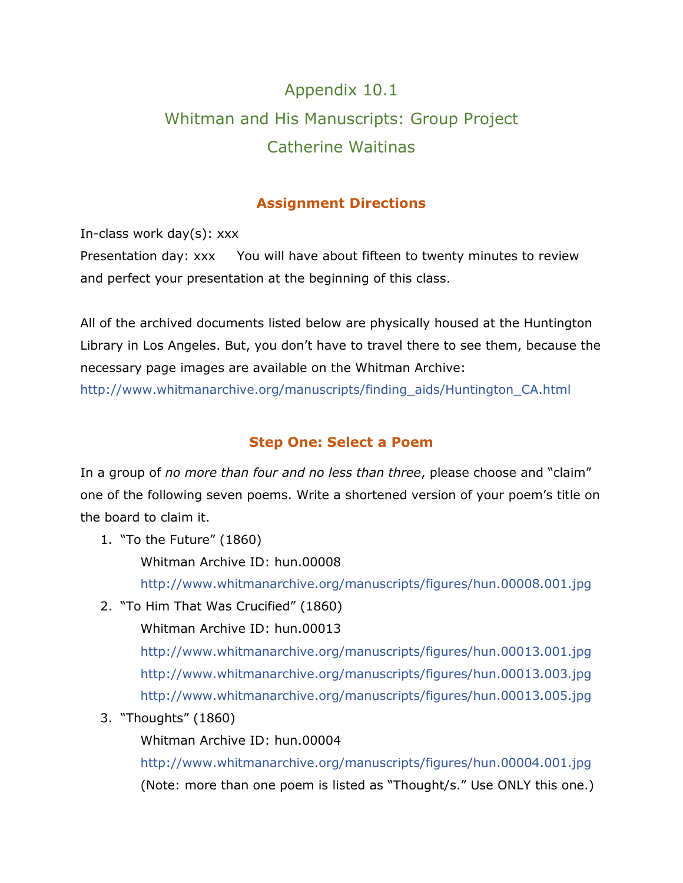# Appendix 10.1
# Whitman and His Manuscripts: Group Project
# Catherine Waitinas

## Assignment Directions

In-class work day(s): xxx
Presentation day: xxx     You will have about fifteen to twenty minutes to review and perfect your presentation at the beginning of this class.

All of the archived documents listed below are physically housed at the Huntington Library in Los Angeles. But, you don't have to travel there to see them, because the necessary page images are available on the Whitman Archive: http://www.whitmanarchive.org/manuscripts/finding_aids/Huntington_CA.html

## Step One: Select a Poem

In a group of *no more than four and no less than three*, please choose and "claim" one of the following seven poems. Write a shortened version of your poem's title on the board to claim it.

1. "To the Future" (1860)
   Whitman Archive ID: hun.00008
   http://www.whitmanarchive.org/manuscripts/figures/hun.00008.001.jpg
2. "To Him That Was Crucified" (1860)
   Whitman Archive ID: hun.00013
   http://www.whitmanarchive.org/manuscripts/figures/hun.00013.001.jpg
   http://www.whitmanarchive.org/manuscripts/figures/hun.00013.003.jpg
   http://www.whitmanarchive.org/manuscripts/figures/hun.00013.005.jpg
3. "Thoughts" (1860)
   Whitman Archive ID: hun.00004
   http://www.whitmanarchive.org/manuscripts/figures/hun.00004.001.jpg
   (Note: more than one poem is listed as "Thought/s." Use ONLY this one.)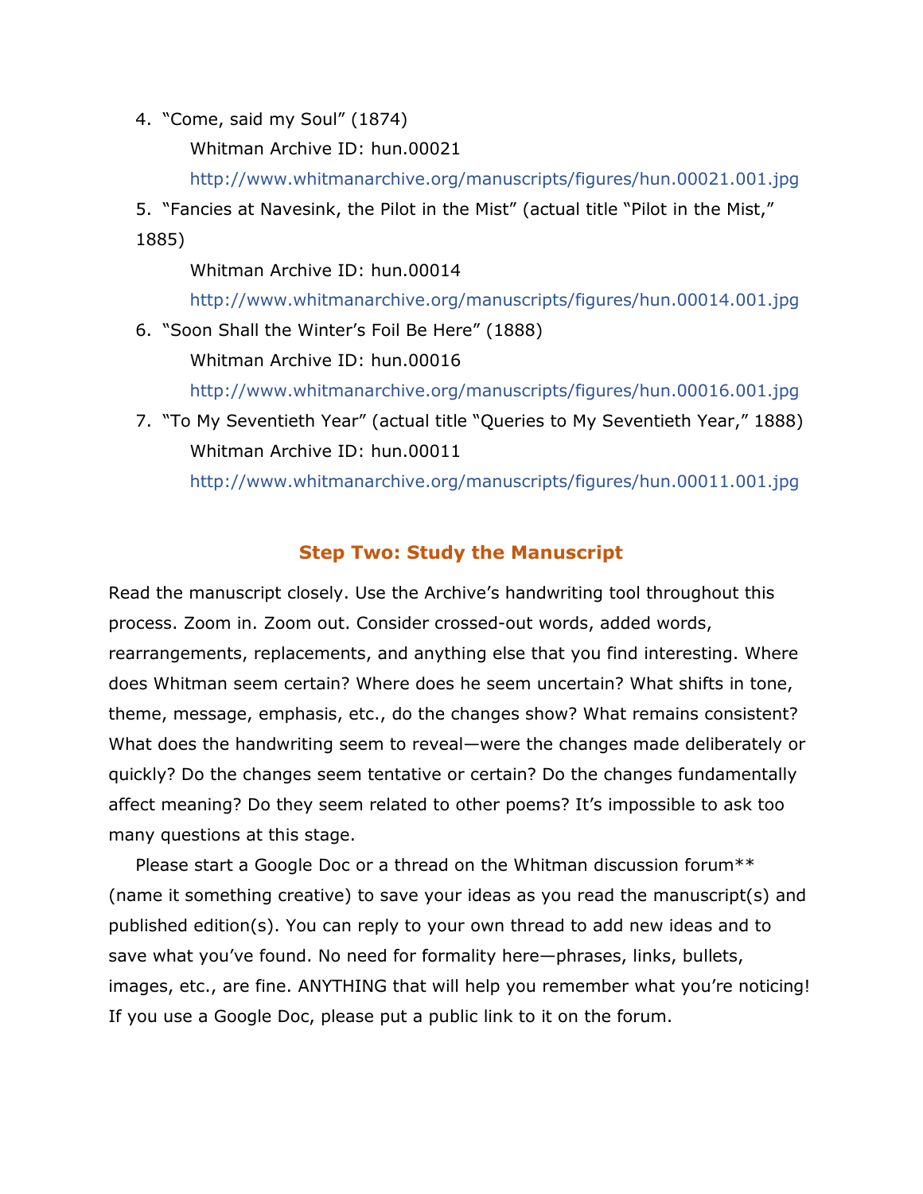4. "Come, said my Soul" (1874)

   Whitman Archive ID: hun.00021

   http://www.whitmanarchive.org/manuscripts/figures/hun.00021.001.jpg

5. "Fancies at Navesink, the Pilot in the Mist" (actual title "Pilot in the Mist," 1885)

   Whitman Archive ID: hun.00014

   http://www.whitmanarchive.org/manuscripts/figures/hun.00014.001.jpg

6. "Soon Shall the Winter's Foil Be Here" (1888)

   Whitman Archive ID: hun.00016

   http://www.whitmanarchive.org/manuscripts/figures/hun.00016.001.jpg

7. "To My Seventieth Year" (actual title "Queries to My Seventieth Year," 1888)

   Whitman Archive ID: hun.00011

   http://www.whitmanarchive.org/manuscripts/figures/hun.00011.001.jpg

## Step Two: Study the Manuscript

Read the manuscript closely. Use the Archive's handwriting tool throughout this process. Zoom in. Zoom out. Consider crossed-out words, added words, rearrangements, replacements, and anything else that you find interesting. Where does Whitman seem certain? Where does he seem uncertain? What shifts in tone, theme, message, emphasis, etc., do the changes show? What remains consistent? What does the handwriting seem to reveal—were the changes made deliberately or quickly? Do the changes seem tentative or certain? Do the changes fundamentally affect meaning? Do they seem related to other poems? It's impossible to ask too many questions at this stage.

Please start a Google Doc or a thread on the Whitman discussion forum** (name it something creative) to save your ideas as you read the manuscript(s) and published edition(s). You can reply to your own thread to add new ideas and to save what you've found. No need for formality here—phrases, links, bullets, images, etc., are fine. ANYTHING that will help you remember what you're noticing! If you use a Google Doc, please put a public link to it on the forum.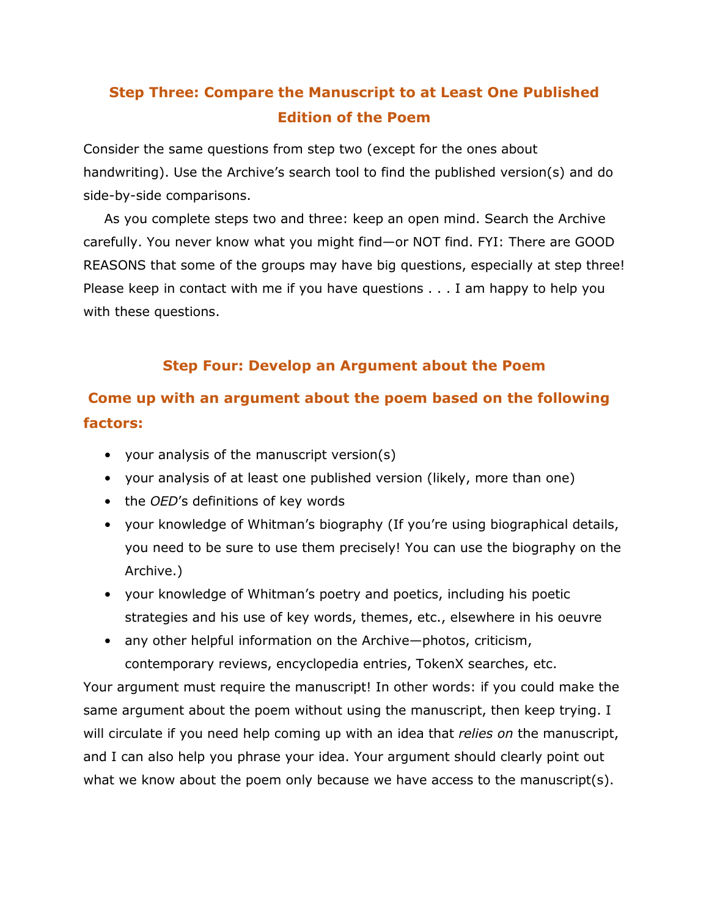## Step Three: Compare the Manuscript to at Least One Published Edition of the Poem

Consider the same questions from step two (except for the ones about handwriting). Use the Archive's search tool to find the published version(s) and do side-by-side comparisons.

As you complete steps two and three: keep an open mind. Search the Archive carefully. You never know what you might find—or NOT find. FYI: There are GOOD REASONS that some of the groups may have big questions, especially at step three! Please keep in contact with me if you have questions . . . I am happy to help you with these questions.

## Step Four: Develop an Argument about the Poem

### Come up with an argument about the poem based on the following factors:

- your analysis of the manuscript version(s)
- your analysis of at least one published version (likely, more than one)
- the *OED*'s definitions of key words
- your knowledge of Whitman's biography (If you're using biographical details, you need to be sure to use them precisely! You can use the biography on the Archive.)
- your knowledge of Whitman's poetry and poetics, including his poetic strategies and his use of key words, themes, etc., elsewhere in his oeuvre
- any other helpful information on the Archive—photos, criticism, contemporary reviews, encyclopedia entries, TokenX searches, etc.

Your argument must require the manuscript! In other words: if you could make the same argument about the poem without using the manuscript, then keep trying. I will circulate if you need help coming up with an idea that *relies on* the manuscript, and I can also help you phrase your idea. Your argument should clearly point out what we know about the poem only because we have access to the manuscript(s).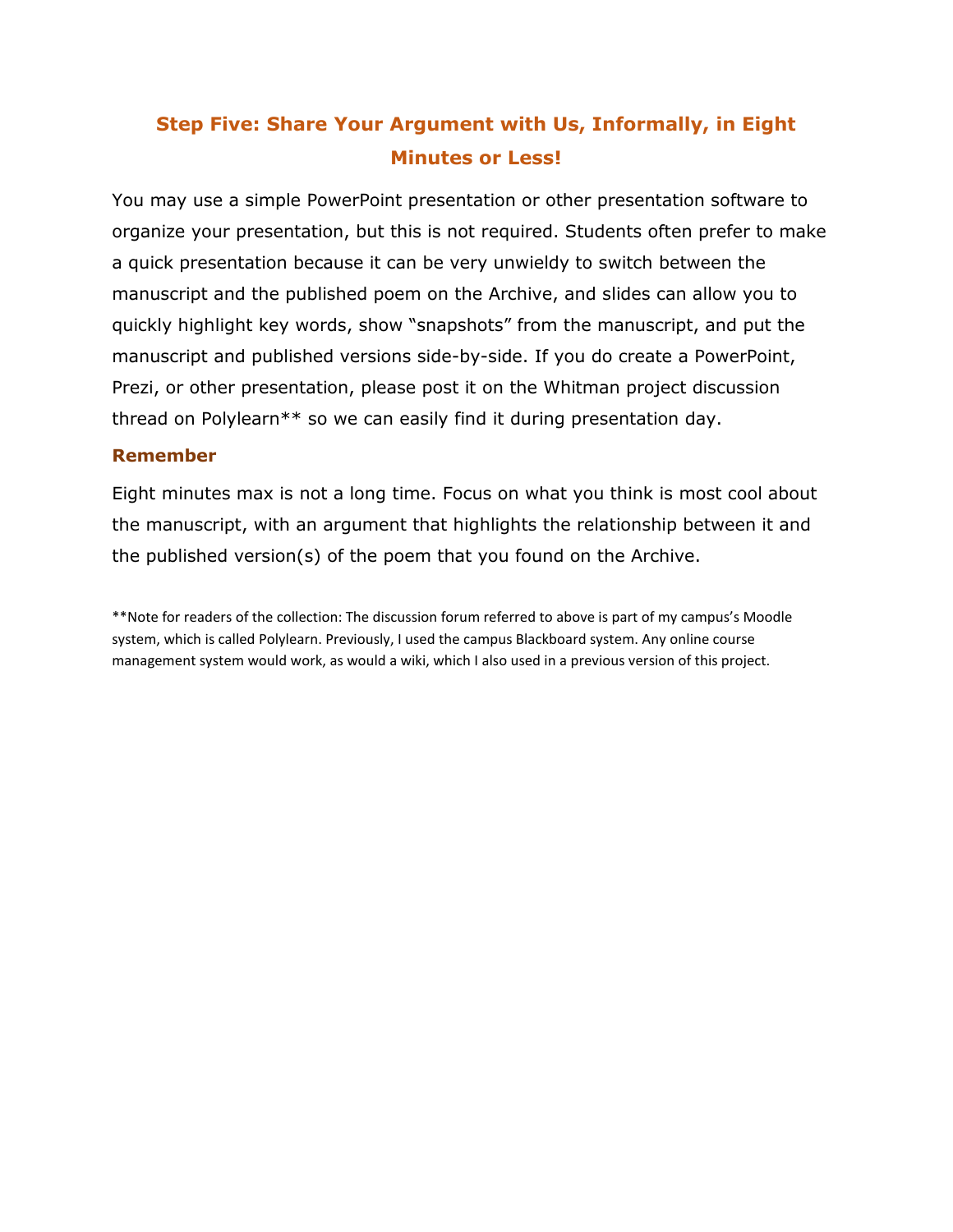## Step Five: Share Your Argument with Us, Informally, in Eight Minutes or Less!

You may use a simple PowerPoint presentation or other presentation software to organize your presentation, but this is not required. Students often prefer to make a quick presentation because it can be very unwieldy to switch between the manuscript and the published poem on the Archive, and slides can allow you to quickly highlight key words, show "snapshots" from the manuscript, and put the manuscript and published versions side-by-side. If you do create a PowerPoint, Prezi, or other presentation, please post it on the Whitman project discussion thread on Polylearn** so we can easily find it during presentation day.

### Remember

Eight minutes max is not a long time. Focus on what you think is most cool about the manuscript, with an argument that highlights the relationship between it and the published version(s) of the poem that you found on the Archive.

**Note for readers of the collection: The discussion forum referred to above is part of my campus's Moodle system, which is called Polylearn. Previously, I used the campus Blackboard system. Any online course management system would work, as would a wiki, which I also used in a previous version of this project.